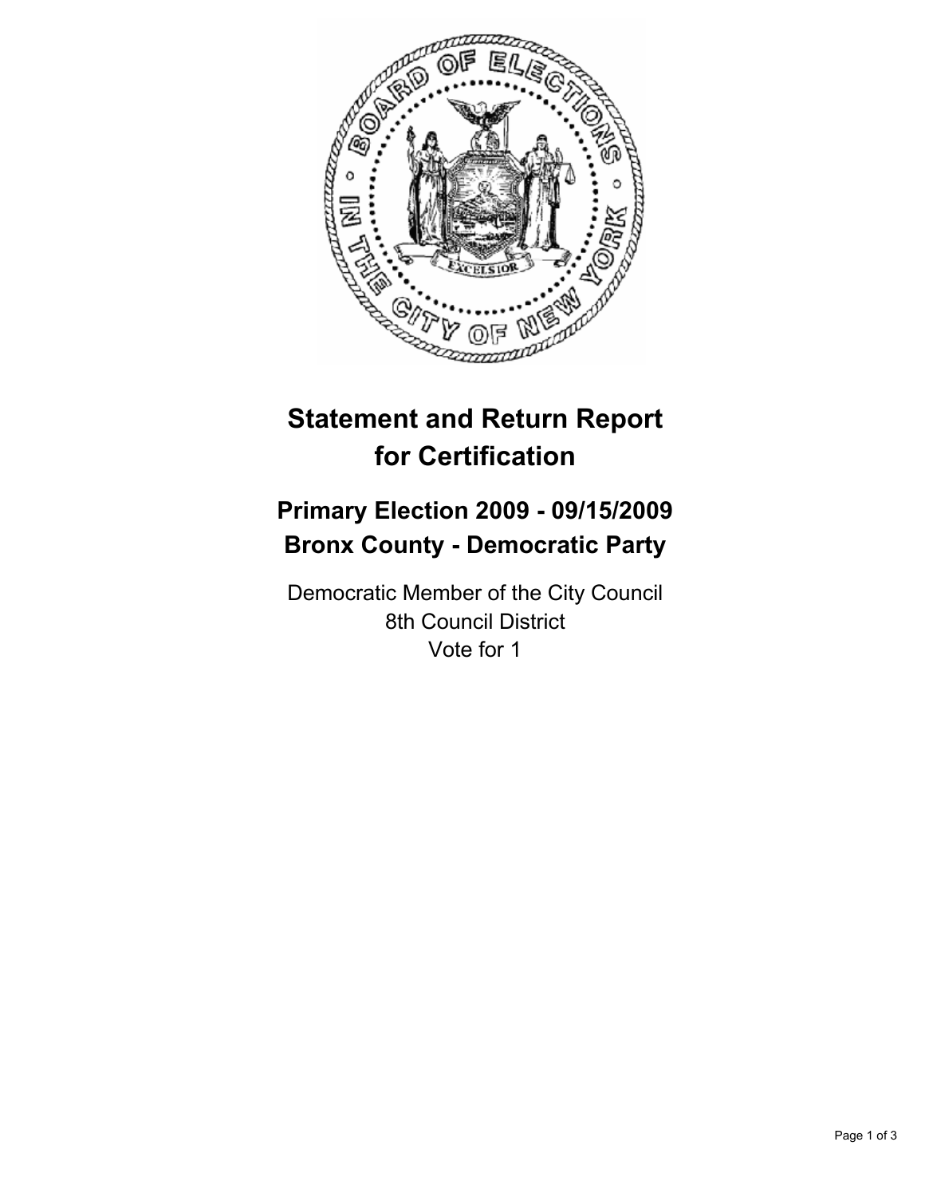# Statement and Return Report for Certification

## Primary Election 2009 - 09/15/2009
## Bronx County - Democratic Party

Democratic Member of the City Council
8th Council District
Vote for 1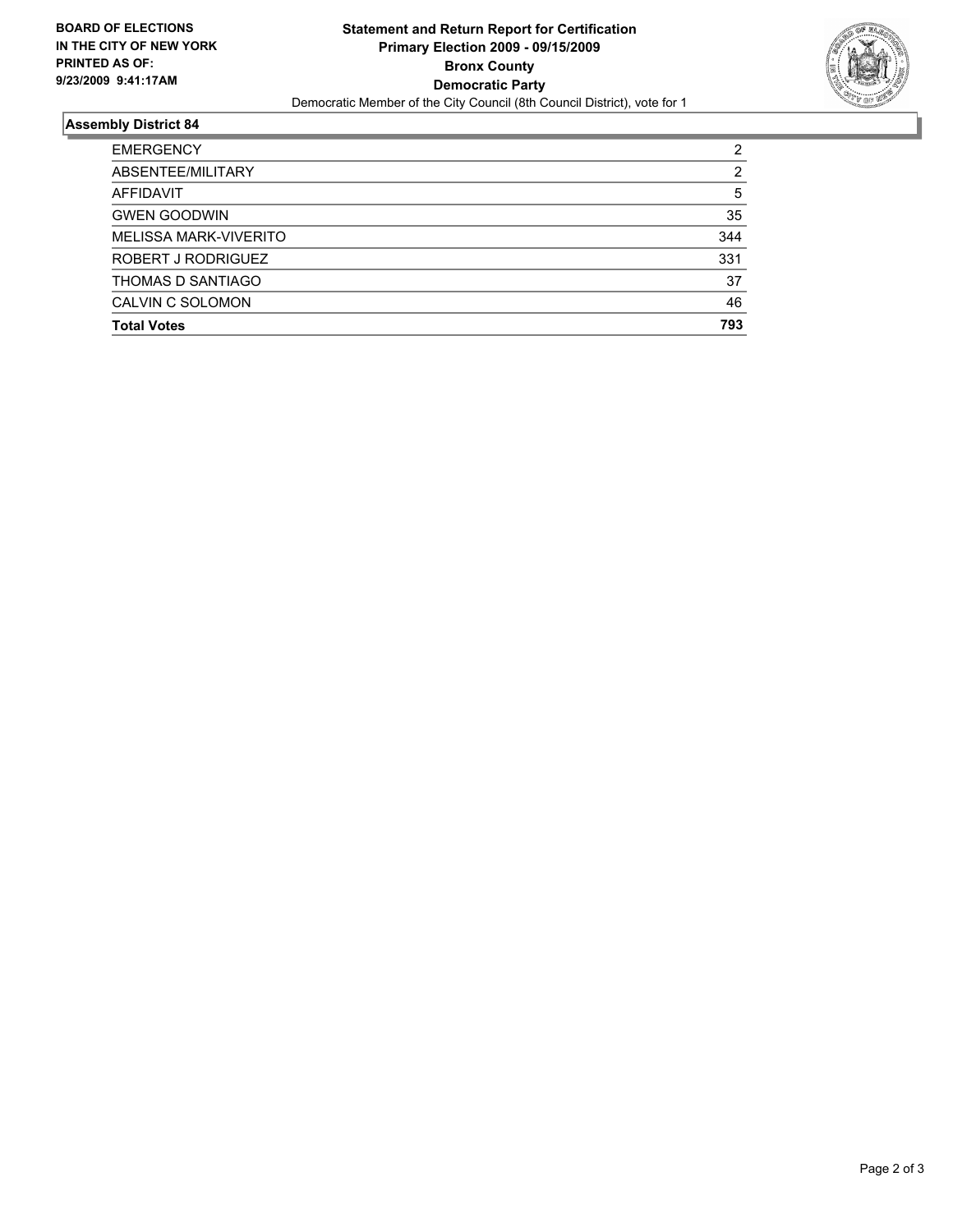**BOARD OF ELECTIONS IN THE CITY OF NEW YORK PRINTED AS OF: 9/23/2009 9:41:17AM**

# Statement and Return Report for Certification
## Primary Election 2009 - 09/15/2009
## Bronx County
## Democratic Party

Democratic Member of the City Council (8th Council District), vote for 1

### Assembly District 84

| | |
|---|---|
| EMERGENCY | 2 |
| ABSENTEE/MILITARY | 2 |
| AFFIDAVIT | 5 |
| GWEN GOODWIN | 35 |
| MELISSA MARK-VIVERITO | 344 |
| ROBERT J RODRIGUEZ | 331 |
| THOMAS D SANTIAGO | 37 |
| CALVIN C SOLOMON | 46 |
| **Total Votes** | **793** |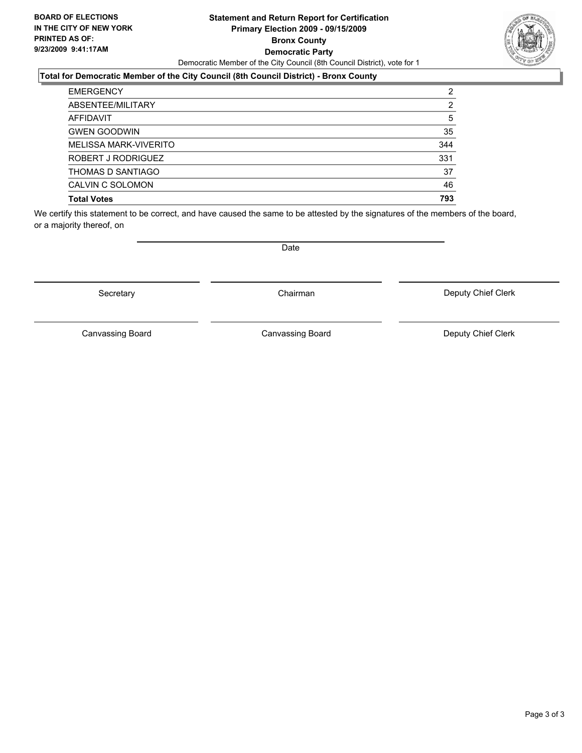**BOARD OF ELECTIONS IN THE CITY OF NEW YORK PRINTED AS OF: 9/23/2009 9:41:17AM**

**Statement and Return Report for Certification**
**Primary Election 2009 - 09/15/2009**
**Bronx County**
**Democratic Party**

Democratic Member of the City Council (8th Council District), vote for 1

**Total for Democratic Member of the City Council (8th Council District) - Bronx County**

| | |
|---|---|
| EMERGENCY | 2 |
| ABSENTEE/MILITARY | 2 |
| AFFIDAVIT | 5 |
| GWEN GOODWIN | 35 |
| MELISSA MARK-VIVERITO | 344 |
| ROBERT J RODRIGUEZ | 331 |
| THOMAS D SANTIAGO | 37 |
| CALVIN C SOLOMON | 46 |
| **Total Votes** | **793** |

We certify this statement to be correct, and have caused the same to be attested by the signatures of the members of the board, or a majority thereof, on

Date

Secretary | Chairman | Deputy Chief Clerk

Canvassing Board | Canvassing Board | Deputy Chief Clerk